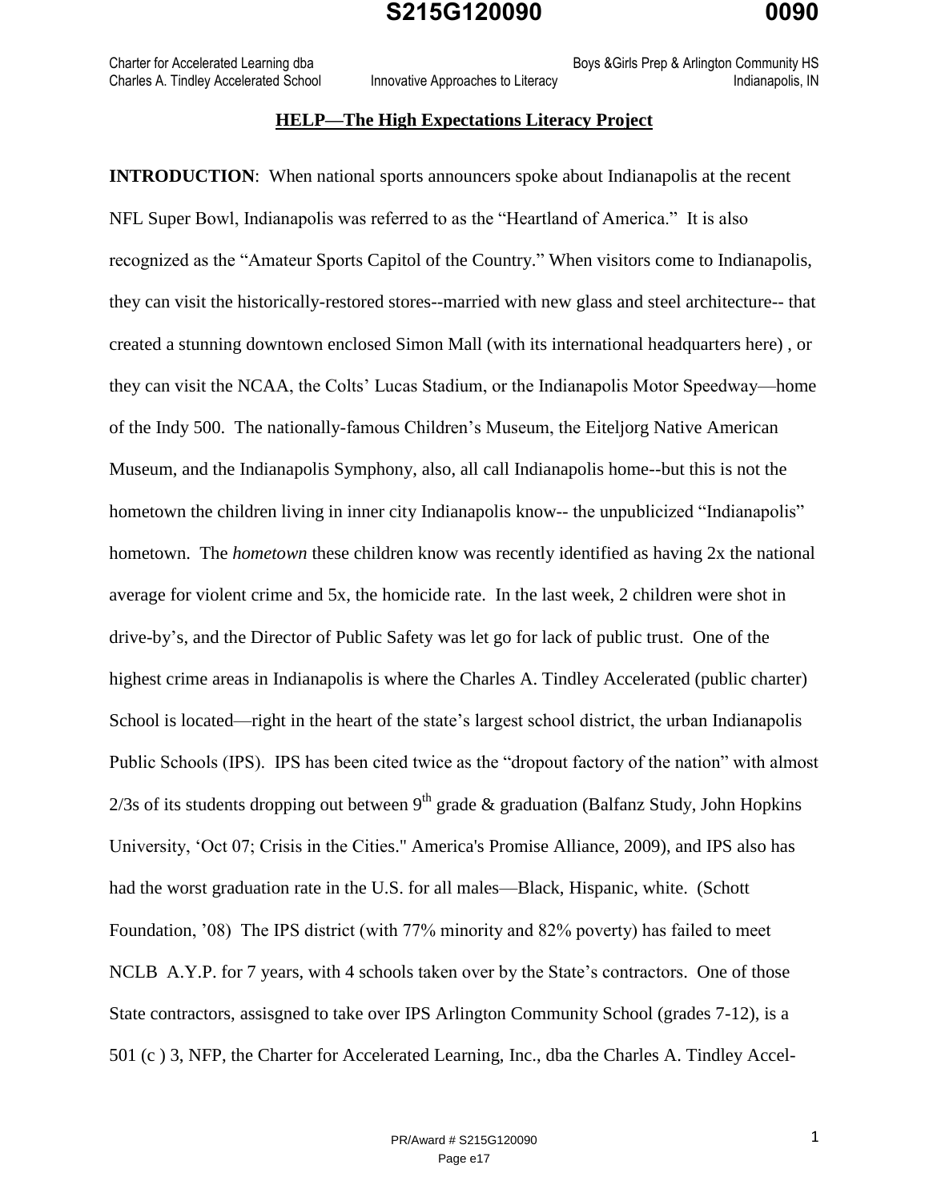## HELP—The High Expectations Literacy Project

**INTRODUCTION**: When national sports announcers spoke about Indianapolis at the recent NFL Super Bowl, Indianapolis was referred to as the "Heartland of America." It is also recognized as the "Amateur Sports Capitol of the Country." When visitors come to Indianapolis, they can visit the historically-restored stores--married with new glass and steel architecture-- that created a stunning downtown enclosed Simon Mall (with its international headquarters here) , or they can visit the NCAA, the Colts' Lucas Stadium, or the Indianapolis Motor Speedway—home of the Indy 500. The nationally-famous Children's Museum, the Eiteljorg Native American Museum, and the Indianapolis Symphony, also, all call Indianapolis home--but this is not the hometown the children living in inner city Indianapolis know-- the unpublicized "Indianapolis" hometown. The *hometown* these children know was recently identified as having 2x the national average for violent crime and 5x, the homicide rate. In the last week, 2 children were shot in drive-by's, and the Director of Public Safety was let go for lack of public trust. One of the highest crime areas in Indianapolis is where the Charles A. Tindley Accelerated (public charter) School is located—right in the heart of the state's largest school district, the urban Indianapolis Public Schools (IPS). IPS has been cited twice as the "dropout factory of the nation" with almost 2/3s of its students dropping out between 9th grade & graduation (Balfanz Study, John Hopkins University, 'Oct 07; Crisis in the Cities." America's Promise Alliance, 2009), and IPS also has had the worst graduation rate in the U.S. for all males—Black, Hispanic, white. (Schott Foundation, '08) The IPS district (with 77% minority and 82% poverty) has failed to meet NCLB A.Y.P. for 7 years, with 4 schools taken over by the State's contractors. One of those State contractors, assisgned to take over IPS Arlington Community School (grades 7-12), is a 501 (c ) 3, NFP, the Charter for Accelerated Learning, Inc., dba the Charles A. Tindley Accel-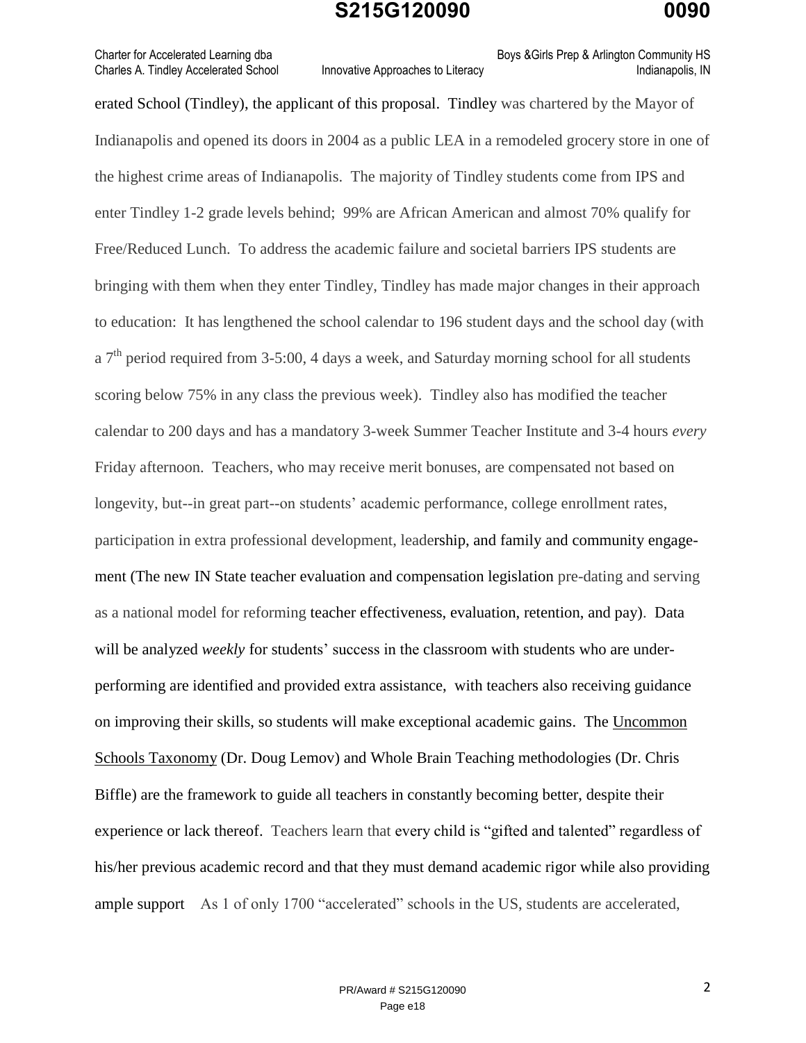erated School (Tindley), the applicant of this proposal. Tindley was chartered by the Mayor of Indianapolis and opened its doors in 2004 as a public LEA in a remodeled grocery store in one of the highest crime areas of Indianapolis. The majority of Tindley students come from IPS and enter Tindley 1-2 grade levels behind; 99% are African American and almost 70% qualify for Free/Reduced Lunch. To address the academic failure and societal barriers IPS students are bringing with them when they enter Tindley, Tindley has made major changes in their approach to education: It has lengthened the school calendar to 196 student days and the school day (with a 7th period required from 3-5:00, 4 days a week, and Saturday morning school for all students scoring below 75% in any class the previous week). Tindley also has modified the teacher calendar to 200 days and has a mandatory 3-week Summer Teacher Institute and 3-4 hours *every* Friday afternoon. Teachers, who may receive merit bonuses, are compensated not based on longevity, but--in great part--on students' academic performance, college enrollment rates, participation in extra professional development, leadership, and family and community engagement (The new IN State teacher evaluation and compensation legislation pre-dating and serving as a national model for reforming teacher effectiveness, evaluation, retention, and pay). Data will be analyzed *weekly* for students' success in the classroom with students who are underperforming are identified and provided extra assistance, with teachers also receiving guidance on improving their skills, so students will make exceptional academic gains. The Uncommon Schools Taxonomy (Dr. Doug Lemov) and Whole Brain Teaching methodologies (Dr. Chris Biffle) are the framework to guide all teachers in constantly becoming better, despite their experience or lack thereof. Teachers learn that every child is "gifted and talented" regardless of his/her previous academic record and that they must demand academic rigor while also providing ample support As 1 of only 1700 "accelerated" schools in the US, students are accelerated,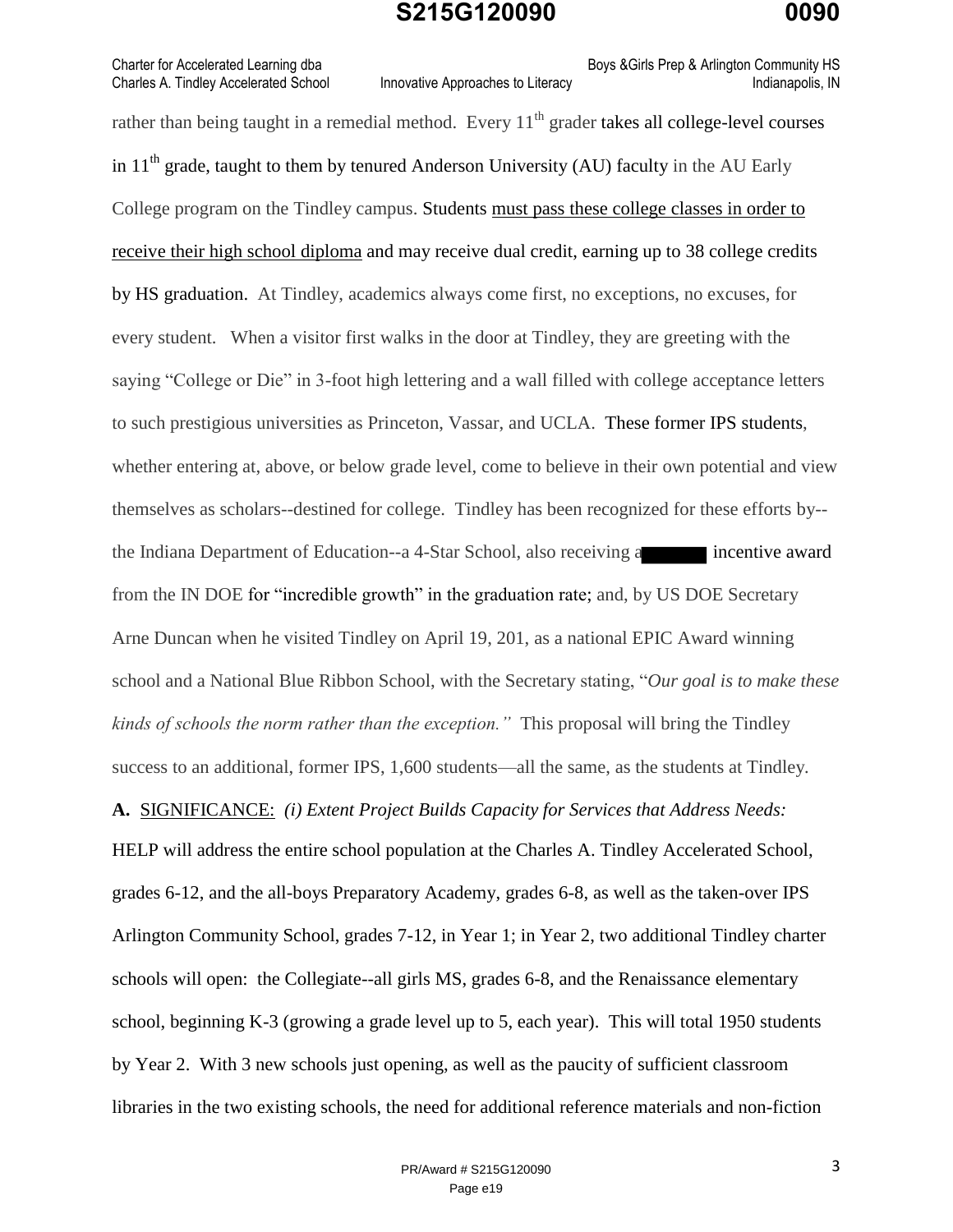rather than being taught in a remedial method. Every 11th grader takes all college-level courses in 11th grade, taught to them by tenured Anderson University (AU) faculty in the AU Early College program on the Tindley campus. Students must pass these college classes in order to receive their high school diploma and may receive dual credit, earning up to 38 college credits by HS graduation. At Tindley, academics always come first, no exceptions, no excuses, for every student. When a visitor first walks in the door at Tindley, they are greeting with the saying "College or Die" in 3-foot high lettering and a wall filled with college acceptance letters to such prestigious universities as Princeton, Vassar, and UCLA. These former IPS students, whether entering at, above, or below grade level, come to believe in their own potential and view themselves as scholars--destined for college. Tindley has been recognized for these efforts by--the Indiana Department of Education--a 4-Star School, also receiving a ███ incentive award from the IN DOE for "incredible growth" in the graduation rate; and, by US DOE Secretary Arne Duncan when he visited Tindley on April 19, 201, as a national EPIC Award winning school and a National Blue Ribbon School, with the Secretary stating, "*Our goal is to make these kinds of schools the norm rather than the exception.*" This proposal will bring the Tindley success to an additional, former IPS, 1,600 students—all the same, as the students at Tindley.

**A.** SIGNIFICANCE: *(i) Extent Project Builds Capacity for Services that Address Needs:* HELP will address the entire school population at the Charles A. Tindley Accelerated School, grades 6-12, and the all-boys Preparatory Academy, grades 6-8, as well as the taken-over IPS Arlington Community School, grades 7-12, in Year 1; in Year 2, two additional Tindley charter schools will open: the Collegiate--all girls MS, grades 6-8, and the Renaissance elementary school, beginning K-3 (growing a grade level up to 5, each year). This will total 1950 students by Year 2. With 3 new schools just opening, as well as the paucity of sufficient classroom libraries in the two existing schools, the need for additional reference materials and non-fiction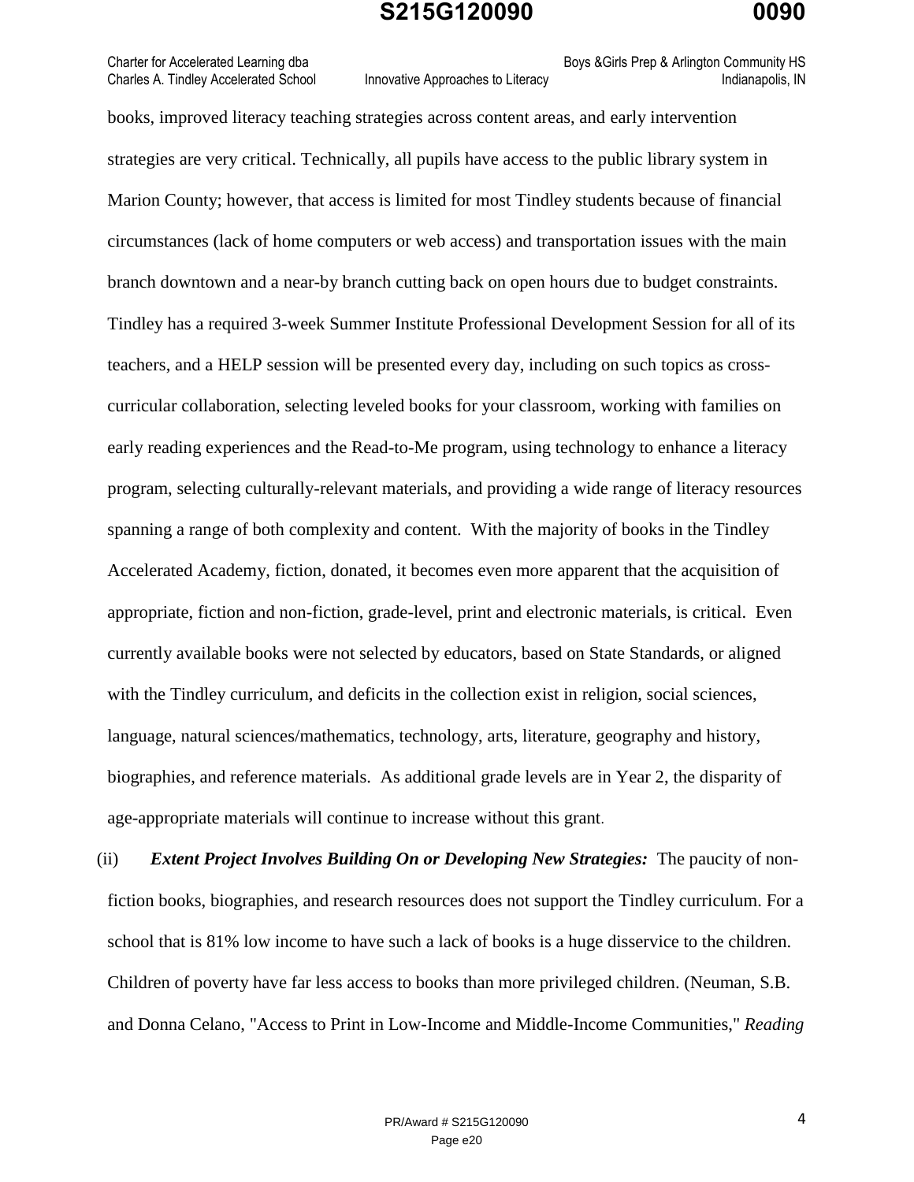books, improved literacy teaching strategies across content areas, and early intervention strategies are very critical. Technically, all pupils have access to the public library system in Marion County; however, that access is limited for most Tindley students because of financial circumstances (lack of home computers or web access) and transportation issues with the main branch downtown and a near-by branch cutting back on open hours due to budget constraints. Tindley has a required 3-week Summer Institute Professional Development Session for all of its teachers, and a HELP session will be presented every day, including on such topics as cross-curricular collaboration, selecting leveled books for your classroom, working with families on early reading experiences and the Read-to-Me program, using technology to enhance a literacy program, selecting culturally-relevant materials, and providing a wide range of literacy resources spanning a range of both complexity and content. With the majority of books in the Tindley Accelerated Academy, fiction, donated, it becomes even more apparent that the acquisition of appropriate, fiction and non-fiction, grade-level, print and electronic materials, is critical. Even currently available books were not selected by educators, based on State Standards, or aligned with the Tindley curriculum, and deficits in the collection exist in religion, social sciences, language, natural sciences/mathematics, technology, arts, literature, geography and history, biographies, and reference materials. As additional grade levels are in Year 2, the disparity of age-appropriate materials will continue to increase without this grant.

(ii) ***Extent Project Involves Building On or Developing New Strategies:*** The paucity of non-fiction books, biographies, and research resources does not support the Tindley curriculum. For a school that is 81% low income to have such a lack of books is a huge disservice to the children. Children of poverty have far less access to books than more privileged children. (Neuman, S.B. and Donna Celano, "Access to Print in Low-Income and Middle-Income Communities," *Reading*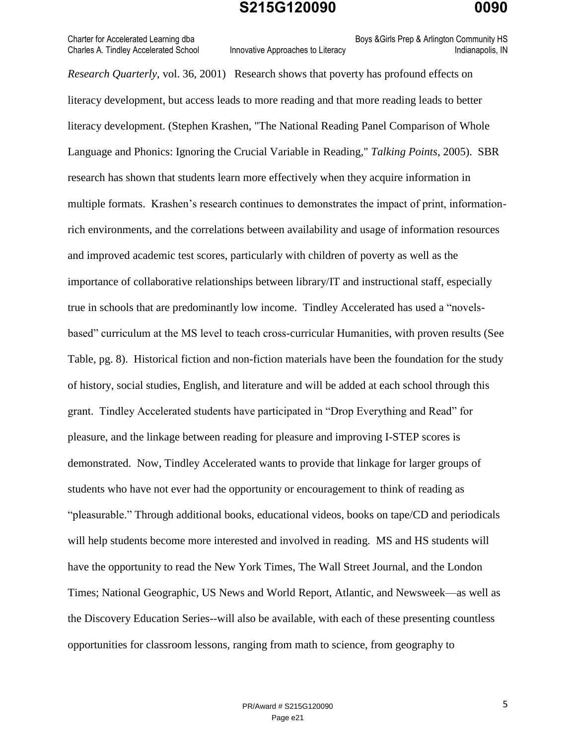*Research Quarterly*, vol. 36, 2001) Research shows that poverty has profound effects on literacy development, but access leads to more reading and that more reading leads to better literacy development. (Stephen Krashen, "The National Reading Panel Comparison of Whole Language and Phonics: Ignoring the Crucial Variable in Reading," *Talking Points*, 2005). SBR research has shown that students learn more effectively when they acquire information in multiple formats. Krashen's research continues to demonstrates the impact of print, information-rich environments, and the correlations between availability and usage of information resources and improved academic test scores, particularly with children of poverty as well as the importance of collaborative relationships between library/IT and instructional staff, especially true in schools that are predominantly low income. Tindley Accelerated has used a "novels-based" curriculum at the MS level to teach cross-curricular Humanities, with proven results (See Table, pg. 8). Historical fiction and non-fiction materials have been the foundation for the study of history, social studies, English, and literature and will be added at each school through this grant. Tindley Accelerated students have participated in "Drop Everything and Read" for pleasure, and the linkage between reading for pleasure and improving I-STEP scores is demonstrated. Now, Tindley Accelerated wants to provide that linkage for larger groups of students who have not ever had the opportunity or encouragement to think of reading as "pleasurable." Through additional books, educational videos, books on tape/CD and periodicals will help students become more interested and involved in reading. MS and HS students will have the opportunity to read the New York Times, The Wall Street Journal, and the London Times; National Geographic, US News and World Report, Atlantic, and Newsweek—as well as the Discovery Education Series--will also be available, with each of these presenting countless opportunities for classroom lessons, ranging from math to science, from geography to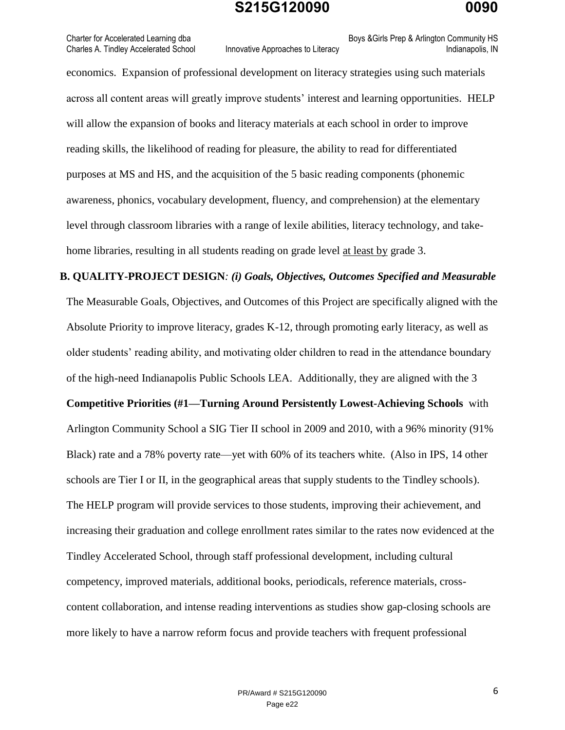economics. Expansion of professional development on literacy strategies using such materials across all content areas will greatly improve students' interest and learning opportunities. HELP will allow the expansion of books and literacy materials at each school in order to improve reading skills, the likelihood of reading for pleasure, the ability to read for differentiated purposes at MS and HS, and the acquisition of the 5 basic reading components (phonemic awareness, phonics, vocabulary development, fluency, and comprehension) at the elementary level through classroom libraries with a range of lexile abilities, literacy technology, and take-home libraries, resulting in all students reading on grade level <u>at least by</u> grade 3.

**B. QUALITY-PROJECT DESIGN*: (i) Goals, Objectives, Outcomes Specified and Measurable***

The Measurable Goals, Objectives, and Outcomes of this Project are specifically aligned with the Absolute Priority to improve literacy, grades K-12, through promoting early literacy, as well as older students' reading ability, and motivating older children to read in the attendance boundary of the high-need Indianapolis Public Schools LEA. Additionally, they are aligned with the 3 **Competitive Priorities (#1—Turning Around Persistently Lowest-Achieving Schools** with Arlington Community School a SIG Tier II school in 2009 and 2010, with a 96% minority (91% Black) rate and a 78% poverty rate—yet with 60% of its teachers white. (Also in IPS, 14 other schools are Tier I or II, in the geographical areas that supply students to the Tindley schools). The HELP program will provide services to those students, improving their achievement, and increasing their graduation and college enrollment rates similar to the rates now evidenced at the Tindley Accelerated School, through staff professional development, including cultural competency, improved materials, additional books, periodicals, reference materials, cross-content collaboration, and intense reading interventions as studies show gap-closing schools are more likely to have a narrow reform focus and provide teachers with frequent professional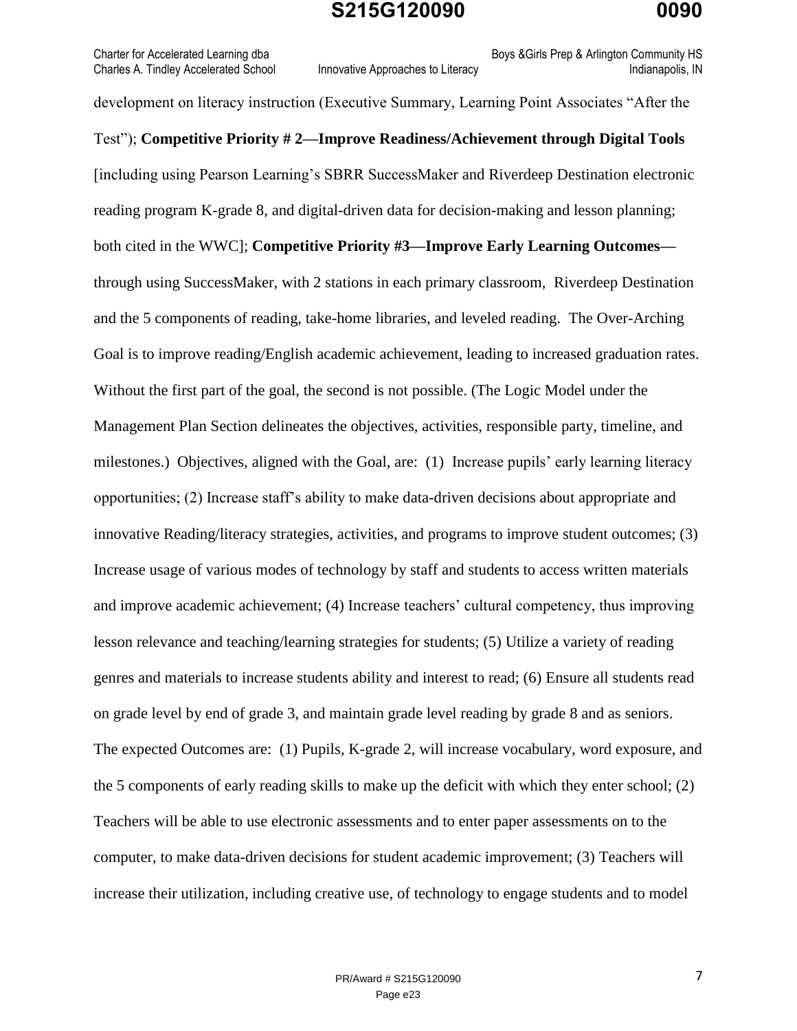development on literacy instruction (Executive Summary, Learning Point Associates "After the Test"); **Competitive Priority # 2—Improve Readiness/Achievement through Digital Tools** [including using Pearson Learning's SBRR SuccessMaker and Riverdeep Destination electronic reading program K-grade 8, and digital-driven data for decision-making and lesson planning; both cited in the WWC]; **Competitive Priority #3—Improve Early Learning Outcomes—** through using SuccessMaker, with 2 stations in each primary classroom, Riverdeep Destination and the 5 components of reading, take-home libraries, and leveled reading. The Over-Arching Goal is to improve reading/English academic achievement, leading to increased graduation rates. Without the first part of the goal, the second is not possible. (The Logic Model under the Management Plan Section delineates the objectives, activities, responsible party, timeline, and milestones.) Objectives, aligned with the Goal, are: (1) Increase pupils' early learning literacy opportunities; (2) Increase staff's ability to make data-driven decisions about appropriate and innovative Reading/literacy strategies, activities, and programs to improve student outcomes; (3) Increase usage of various modes of technology by staff and students to access written materials and improve academic achievement; (4) Increase teachers' cultural competency, thus improving lesson relevance and teaching/learning strategies for students; (5) Utilize a variety of reading genres and materials to increase students ability and interest to read; (6) Ensure all students read on grade level by end of grade 3, and maintain grade level reading by grade 8 and as seniors. The expected Outcomes are: (1) Pupils, K-grade 2, will increase vocabulary, word exposure, and the 5 components of early reading skills to make up the deficit with which they enter school; (2) Teachers will be able to use electronic assessments and to enter paper assessments on to the computer, to make data-driven decisions for student academic improvement; (3) Teachers will increase their utilization, including creative use, of technology to engage students and to model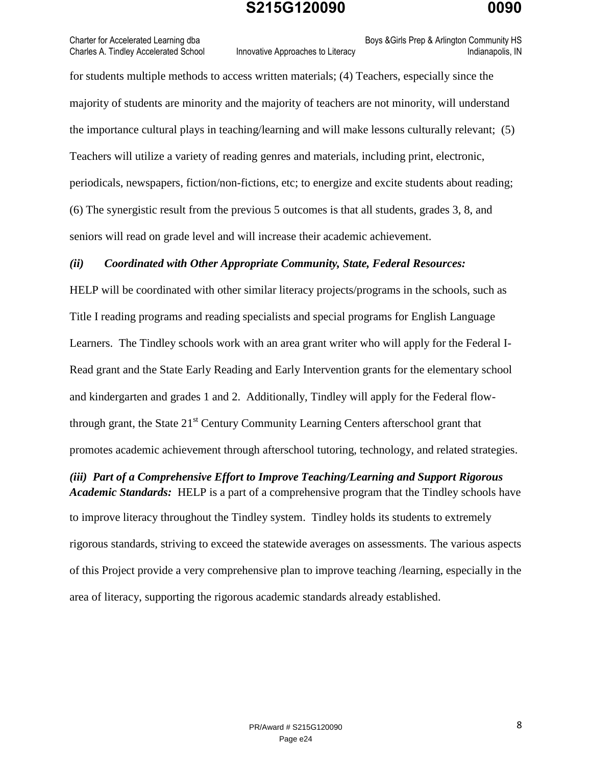for students multiple methods to access written materials; (4) Teachers, especially since the majority of students are minority and the majority of teachers are not minority, will understand the importance cultural plays in teaching/learning and will make lessons culturally relevant; (5) Teachers will utilize a variety of reading genres and materials, including print, electronic, periodicals, newspapers, fiction/non-fictions, etc; to energize and excite students about reading; (6) The synergistic result from the previous 5 outcomes is that all students, grades 3, 8, and seniors will read on grade level and will increase their academic achievement.

***(ii) Coordinated with Other Appropriate Community, State, Federal Resources:***

HELP will be coordinated with other similar literacy projects/programs in the schools, such as Title I reading programs and reading specialists and special programs for English Language Learners. The Tindley schools work with an area grant writer who will apply for the Federal I-Read grant and the State Early Reading and Early Intervention grants for the elementary school and kindergarten and grades 1 and 2. Additionally, Tindley will apply for the Federal flow-through grant, the State 21st Century Community Learning Centers afterschool grant that promotes academic achievement through afterschool tutoring, technology, and related strategies.

***(iii) Part of a Comprehensive Effort to Improve Teaching/Learning and Support Rigorous Academic Standards:*** HELP is a part of a comprehensive program that the Tindley schools have to improve literacy throughout the Tindley system. Tindley holds its students to extremely rigorous standards, striving to exceed the statewide averages on assessments. The various aspects of this Project provide a very comprehensive plan to improve teaching /learning, especially in the area of literacy, supporting the rigorous academic standards already established.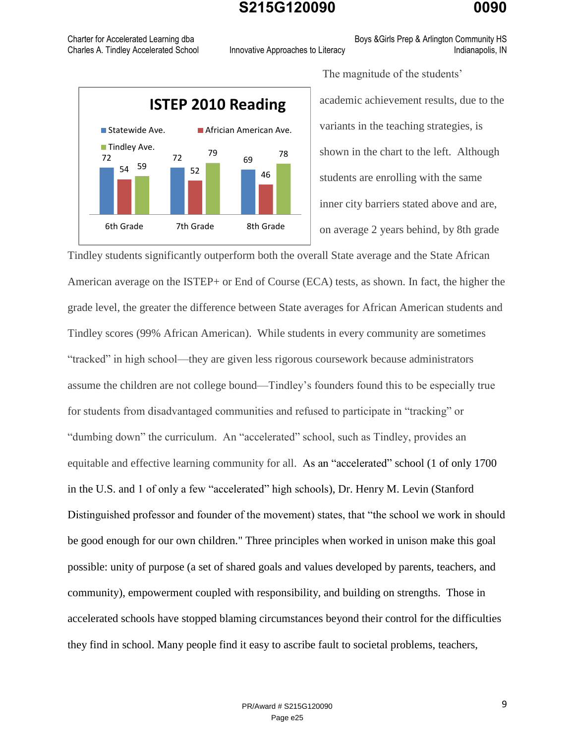**ISTEP 2010 Reading**

| | Statewide Ave. | African American Ave. | Tindley Ave. |
|---|---|---|---|
| 6th Grade | 72 | 54 | 59 |
| 7th Grade | 72 | 52 | 79 |
| 8th Grade | 69 | 46 | 78 |

The magnitude of the students' academic achievement results, due to the variants in the teaching strategies, is shown in the chart to the left. Although students are enrolling with the same inner city barriers stated above and are, on average 2 years behind, by 8th grade Tindley students significantly outperform both the overall State average and the State African American average on the ISTEP+ or End of Course (ECA) tests, as shown. In fact, the higher the grade level, the greater the difference between State averages for African American students and Tindley scores (99% African American). While students in every community are sometimes "tracked" in high school—they are given less rigorous coursework because administrators assume the children are not college bound—Tindley's founders found this to be especially true for students from disadvantaged communities and refused to participate in "tracking" or "dumbing down" the curriculum. An "accelerated" school, such as Tindley, provides an equitable and effective learning community for all. As an "accelerated" school (1 of only 1700 in the U.S. and 1 of only a few "accelerated" high schools), Dr. Henry M. Levin (Stanford Distinguished professor and founder of the movement) states, that "the school we work in should be good enough for our own children." Three principles when worked in unison make this goal possible: unity of purpose (a set of shared goals and values developed by parents, teachers, and community), empowerment coupled with responsibility, and building on strengths. Those in accelerated schools have stopped blaming circumstances beyond their control for the difficulties they find in school. Many people find it easy to ascribe fault to societal problems, teachers,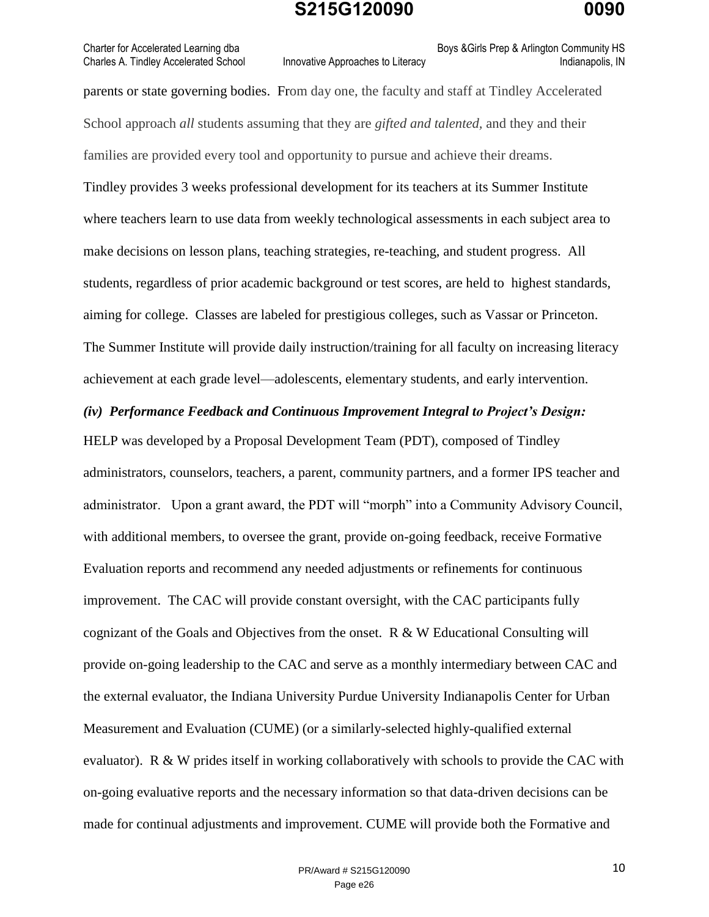parents or state governing bodies. From day one, the faculty and staff at Tindley Accelerated School approach *all* students assuming that they are *gifted and talented,* and they and their families are provided every tool and opportunity to pursue and achieve their dreams.

Tindley provides 3 weeks professional development for its teachers at its Summer Institute where teachers learn to use data from weekly technological assessments in each subject area to make decisions on lesson plans, teaching strategies, re-teaching, and student progress. All students, regardless of prior academic background or test scores, are held to highest standards, aiming for college. Classes are labeled for prestigious colleges, such as Vassar or Princeton. The Summer Institute will provide daily instruction/training for all faculty on increasing literacy achievement at each grade level—adolescents, elementary students, and early intervention.

***(iv) Performance Feedback and Continuous Improvement Integral to Project's Design:***

HELP was developed by a Proposal Development Team (PDT), composed of Tindley administrators, counselors, teachers, a parent, community partners, and a former IPS teacher and administrator. Upon a grant award, the PDT will "morph" into a Community Advisory Council, with additional members, to oversee the grant, provide on-going feedback, receive Formative Evaluation reports and recommend any needed adjustments or refinements for continuous improvement. The CAC will provide constant oversight, with the CAC participants fully cognizant of the Goals and Objectives from the onset. R & W Educational Consulting will provide on-going leadership to the CAC and serve as a monthly intermediary between CAC and the external evaluator, the Indiana University Purdue University Indianapolis Center for Urban Measurement and Evaluation (CUME) (or a similarly-selected highly-qualified external evaluator). R & W prides itself in working collaboratively with schools to provide the CAC with on-going evaluative reports and the necessary information so that data-driven decisions can be made for continual adjustments and improvement. CUME will provide both the Formative and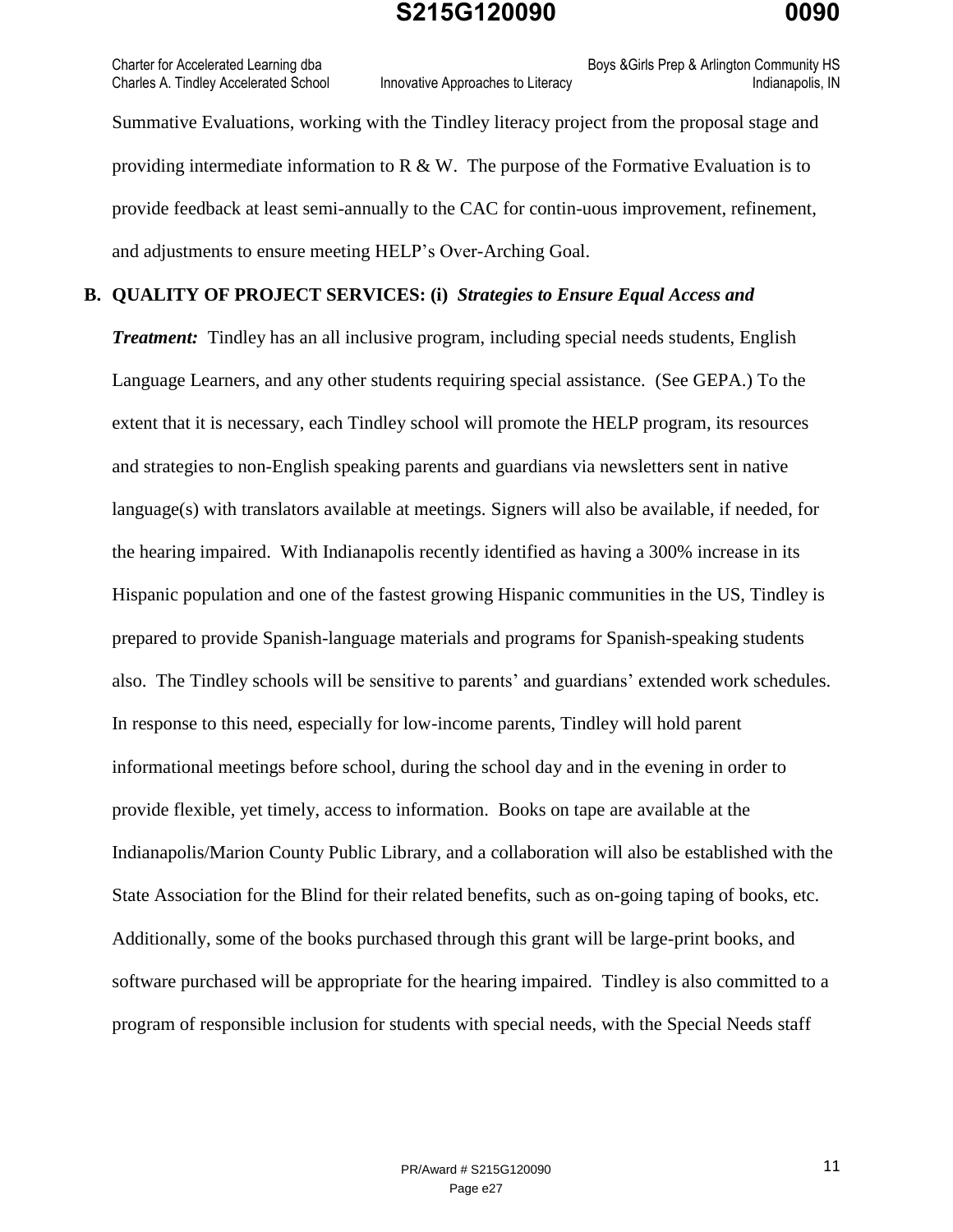Summative Evaluations, working with the Tindley literacy project from the proposal stage and providing intermediate information to R & W. The purpose of the Formative Evaluation is to provide feedback at least semi-annually to the CAC for contin-uous improvement, refinement, and adjustments to ensure meeting HELP's Over-Arching Goal.

**B. QUALITY OF PROJECT SERVICES: (i)** ***Strategies to Ensure Equal Access and Treatment:*** Tindley has an all inclusive program, including special needs students, English Language Learners, and any other students requiring special assistance. (See GEPA.) To the extent that it is necessary, each Tindley school will promote the HELP program, its resources and strategies to non-English speaking parents and guardians via newsletters sent in native language(s) with translators available at meetings. Signers will also be available, if needed, for the hearing impaired. With Indianapolis recently identified as having a 300% increase in its Hispanic population and one of the fastest growing Hispanic communities in the US, Tindley is prepared to provide Spanish-language materials and programs for Spanish-speaking students also. The Tindley schools will be sensitive to parents' and guardians' extended work schedules. In response to this need, especially for low-income parents, Tindley will hold parent informational meetings before school, during the school day and in the evening in order to provide flexible, yet timely, access to information. Books on tape are available at the Indianapolis/Marion County Public Library, and a collaboration will also be established with the State Association for the Blind for their related benefits, such as on-going taping of books, etc. Additionally, some of the books purchased through this grant will be large-print books, and software purchased will be appropriate for the hearing impaired. Tindley is also committed to a program of responsible inclusion for students with special needs, with the Special Needs staff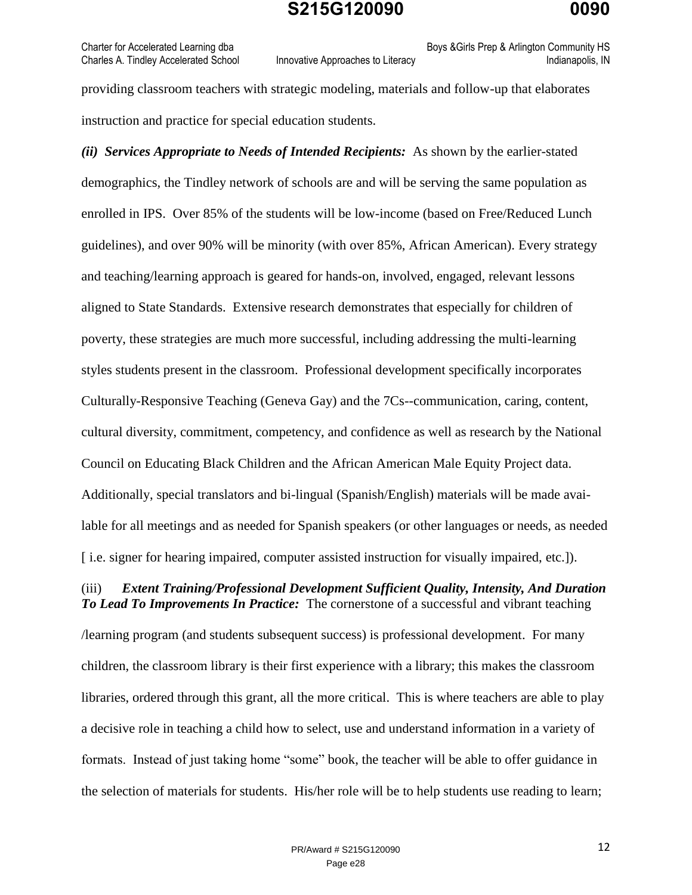providing classroom teachers with strategic modeling, materials and follow-up that elaborates instruction and practice for special education students.

***(ii) Services Appropriate to Needs of Intended Recipients:*** As shown by the earlier-stated demographics, the Tindley network of schools are and will be serving the same population as enrolled in IPS. Over 85% of the students will be low-income (based on Free/Reduced Lunch guidelines), and over 90% will be minority (with over 85%, African American). Every strategy and teaching/learning approach is geared for hands-on, involved, engaged, relevant lessons aligned to State Standards. Extensive research demonstrates that especially for children of poverty, these strategies are much more successful, including addressing the multi-learning styles students present in the classroom. Professional development specifically incorporates Culturally-Responsive Teaching (Geneva Gay) and the 7Cs--communication, caring, content, cultural diversity, commitment, competency, and confidence as well as research by the National Council on Educating Black Children and the African American Male Equity Project data. Additionally, special translators and bi-lingual (Spanish/English) materials will be made available for all meetings and as needed for Spanish speakers (or other languages or needs, as needed [ i.e. signer for hearing impaired, computer assisted instruction for visually impaired, etc.]).

(iii) ***Extent Training/Professional Development Sufficient Quality, Intensity, And Duration To Lead To Improvements In Practice:*** The cornerstone of a successful and vibrant teaching /learning program (and students subsequent success) is professional development. For many children, the classroom library is their first experience with a library; this makes the classroom libraries, ordered through this grant, all the more critical. This is where teachers are able to play a decisive role in teaching a child how to select, use and understand information in a variety of formats. Instead of just taking home "some" book, the teacher will be able to offer guidance in the selection of materials for students. His/her role will be to help students use reading to learn;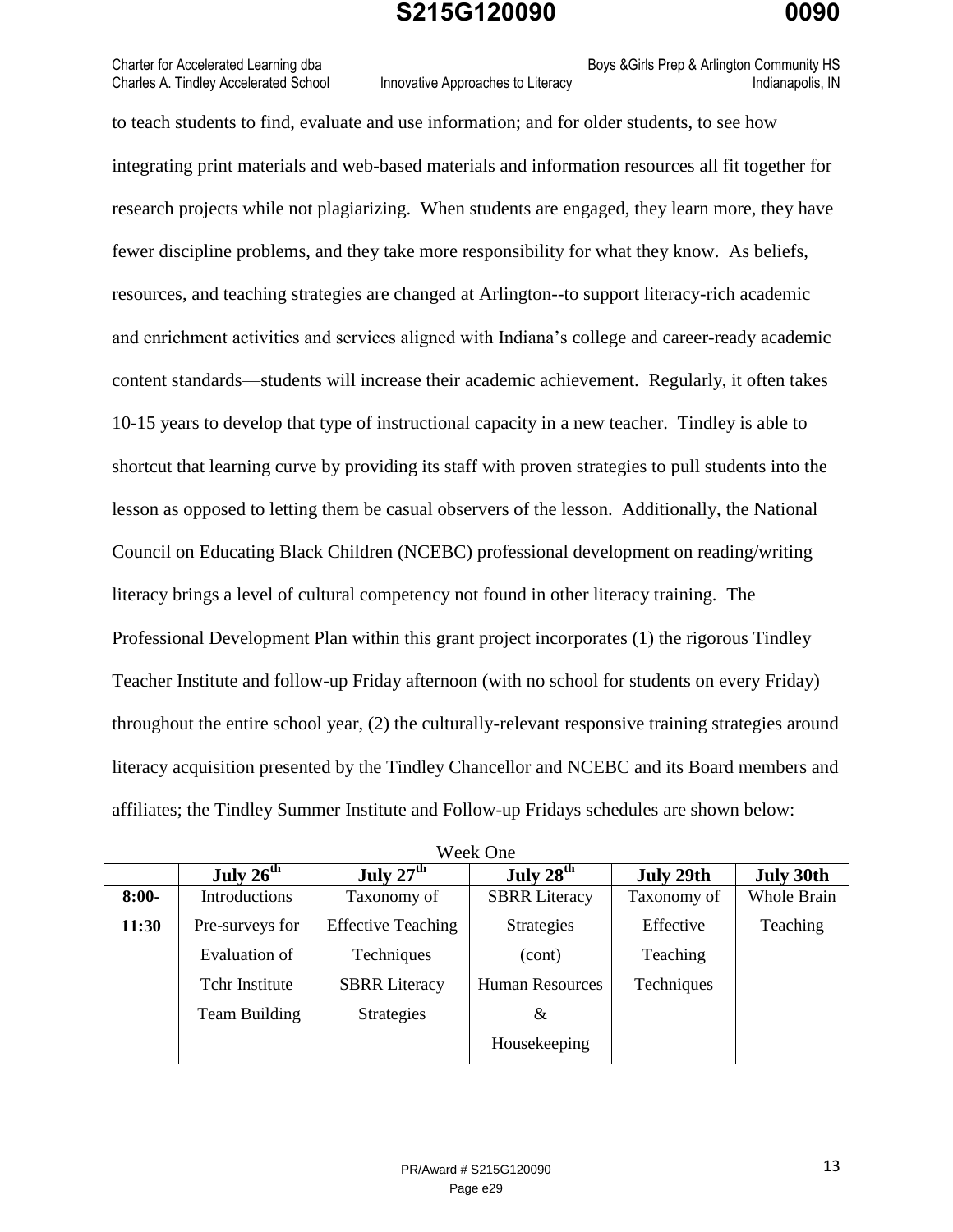to teach students to find, evaluate and use information; and for older students, to see how integrating print materials and web-based materials and information resources all fit together for research projects while not plagiarizing. When students are engaged, they learn more, they have fewer discipline problems, and they take more responsibility for what they know. As beliefs, resources, and teaching strategies are changed at Arlington--to support literacy-rich academic and enrichment activities and services aligned with Indiana's college and career-ready academic content standards—students will increase their academic achievement. Regularly, it often takes 10-15 years to develop that type of instructional capacity in a new teacher. Tindley is able to shortcut that learning curve by providing its staff with proven strategies to pull students into the lesson as opposed to letting them be casual observers of the lesson. Additionally, the National Council on Educating Black Children (NCEBC) professional development on reading/writing literacy brings a level of cultural competency not found in other literacy training. The Professional Development Plan within this grant project incorporates (1) the rigorous Tindley Teacher Institute and follow-up Friday afternoon (with no school for students on every Friday) throughout the entire school year, (2) the culturally-relevant responsive training strategies around literacy acquisition presented by the Tindley Chancellor and NCEBC and its Board members and affiliates; the Tindley Summer Institute and Follow-up Fridays schedules are shown below:

Week One

| | July 26th | July 27th | July 28th | July 29th | July 30th |
|---|---|---|---|---|---|
| **8:00-11:30** | Introductions<br>Pre-surveys for Evaluation of Tchr Institute<br>Team Building | Taxonomy of Effective Teaching Techniques<br>SBRR Literacy Strategies | SBRR Literacy Strategies (cont)<br>Human Resources & Housekeeping | Taxonomy of Effective Teaching Techniques | Whole Brain Teaching |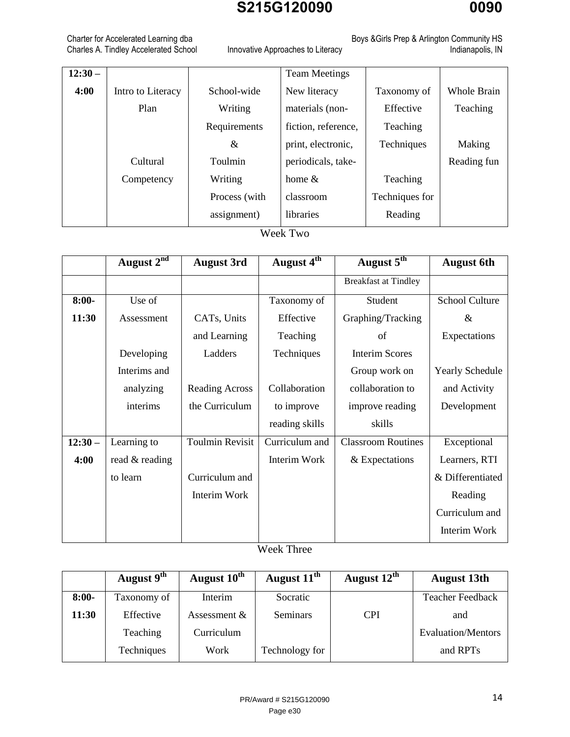| 12:30 – 4:00 | Intro to Literacy Plan<br><br>Cultural Competency | School-wide Writing Requirements & Toulmin Writing Process (with assignment) | Team Meetings New literacy materials (non-fiction, reference, print, electronic, periodicals, take-home & classroom libraries | Taxonomy of Effective Teaching Techniques<br><br>Teaching Techniques for Reading | Whole Brain Teaching<br><br>Making Reading fun |
|---|---|---|---|---|---|

Week Two

| | August 2nd | August 3rd | August 4th | August 5th | August 6th |
|---|---|---|---|---|---|
| | | | | Breakfast at Tindley | |
| 8:00-11:30 | Use of Assessment<br><br>Developing Interims and analyzing interims | CATs, Units and Learning Ladders<br><br>Reading Across the Curriculum | Taxonomy of Effective Teaching Techniques<br><br>Collaboration to improve reading skills | Student Graphing/Tracking of Interim Scores Group work on collaboration to improve reading skills | School Culture & Expectations<br><br>Yearly Schedule and Activity Development |
| 12:30 – 4:00 | Learning to read & reading to learn | Toulmin Revisit<br><br>Curriculum and Interim Work | Curriculum and Interim Work | Classroom Routines & Expectations | Exceptional Learners, RTI & Differentiated Reading Curriculum and Interim Work |

Week Three

| | August 9th | August 10th | August 11th | August 12th | August 13th |
|---|---|---|---|---|---|
| 8:00-11:30 | Taxonomy of Effective Teaching Techniques | Interim Assessment & Curriculum Work | Socratic Seminars<br><br>Technology for | CPI | Teacher Feedback and Evaluation/Mentors and RPTs |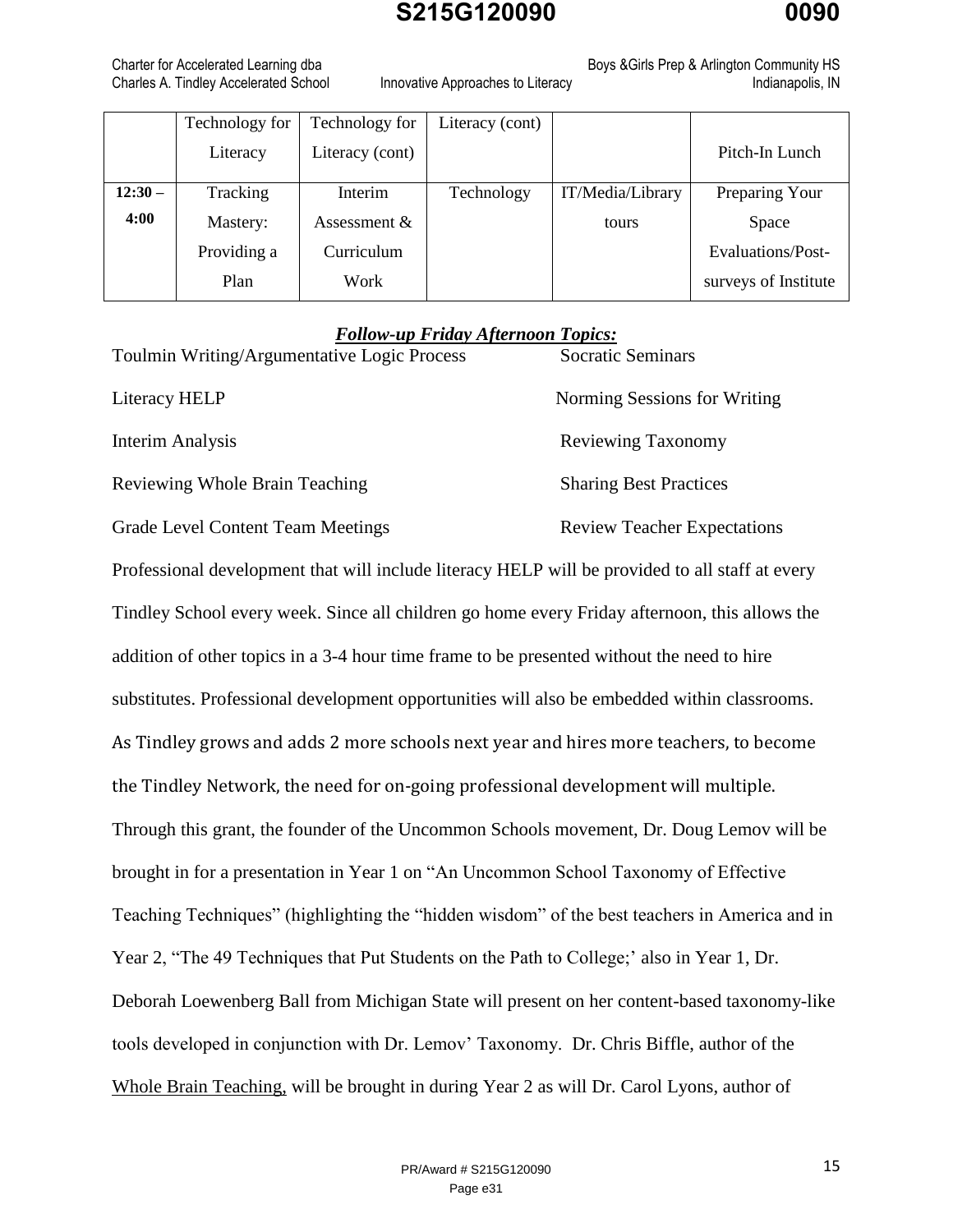| | Technology for Literacy | Technology for Literacy (cont) | Literacy (cont) | | Pitch-In Lunch |
|---|---|---|---|---|---|
| **12:30 – 4:00** | Tracking Mastery: Providing a Plan | Interim Assessment & Curriculum Work | Technology | IT/Media/Library tours | Preparing Your Space Evaluations/Post-surveys of Institute |

***Follow-up Friday Afternoon Topics:***

Toulmin Writing/Argumentative Logic Process

Literacy HELP

Interim Analysis

Reviewing Whole Brain Teaching

Grade Level Content Team Meetings

Socratic Seminars

Norming Sessions for Writing

Reviewing Taxonomy

Sharing Best Practices

Review Teacher Expectations

Professional development that will include literacy HELP will be provided to all staff at every Tindley School every week. Since all children go home every Friday afternoon, this allows the addition of other topics in a 3-4 hour time frame to be presented without the need to hire substitutes. Professional development opportunities will also be embedded within classrooms. As Tindley grows and adds 2 more schools next year and hires more teachers, to become the Tindley Network, the need for on-going professional development will multiple. Through this grant, the founder of the Uncommon Schools movement, Dr. Doug Lemov will be brought in for a presentation in Year 1 on "An Uncommon School Taxonomy of Effective Teaching Techniques" (highlighting the "hidden wisdom" of the best teachers in America and in Year 2, "The 49 Techniques that Put Students on the Path to College;' also in Year 1, Dr. Deborah Loewenberg Ball from Michigan State will present on her content-based taxonomy-like tools developed in conjunction with Dr. Lemov' Taxonomy. Dr. Chris Biffle, author of the Whole Brain Teaching, will be brought in during Year 2 as will Dr. Carol Lyons, author of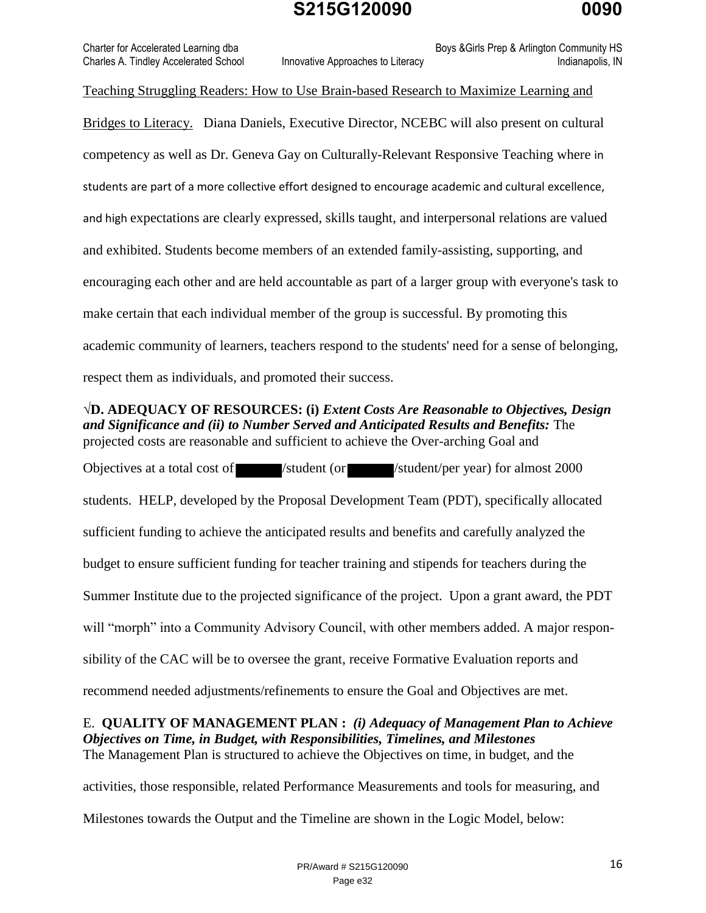<u>Teaching Struggling Readers: How to Use Brain-based Research to Maximize Learning and Bridges to Literacy.</u> Diana Daniels, Executive Director, NCEBC will also present on cultural competency as well as Dr. Geneva Gay on Culturally-Relevant Responsive Teaching where in students are part of a more collective effort designed to encourage academic and cultural excellence, and high expectations are clearly expressed, skills taught, and interpersonal relations are valued and exhibited. Students become members of an extended family-assisting, supporting, and encouraging each other and are held accountable as part of a larger group with everyone's task to make certain that each individual member of the group is successful. By promoting this academic community of learners, teachers respond to the students' need for a sense of belonging, respect them as individuals, and promoted their success.

**√D. ADEQUACY OF RESOURCES: (i)** ***Extent Costs Are Reasonable to Objectives, Design and Significance and (ii) to Number Served and Anticipated Results and Benefits:*** The projected costs are reasonable and sufficient to achieve the Over-arching Goal and Objectives at a total cost of ██████/student (or ██████/student/per year) for almost 2000 students. HELP, developed by the Proposal Development Team (PDT), specifically allocated sufficient funding to achieve the anticipated results and benefits and carefully analyzed the budget to ensure sufficient funding for teacher training and stipends for teachers during the Summer Institute due to the projected significance of the project. Upon a grant award, the PDT will "morph" into a Community Advisory Council, with other members added. A major responsibility of the CAC will be to oversee the grant, receive Formative Evaluation reports and recommend needed adjustments/refinements to ensure the Goal and Objectives are met.

E. **QUALITY OF MANAGEMENT PLAN :** ***(i) Adequacy of Management Plan to Achieve Objectives on Time, in Budget, with Responsibilities, Timelines, and Milestones***
The Management Plan is structured to achieve the Objectives on time, in budget, and the activities, those responsible, related Performance Measurements and tools for measuring, and Milestones towards the Output and the Timeline are shown in the Logic Model, below: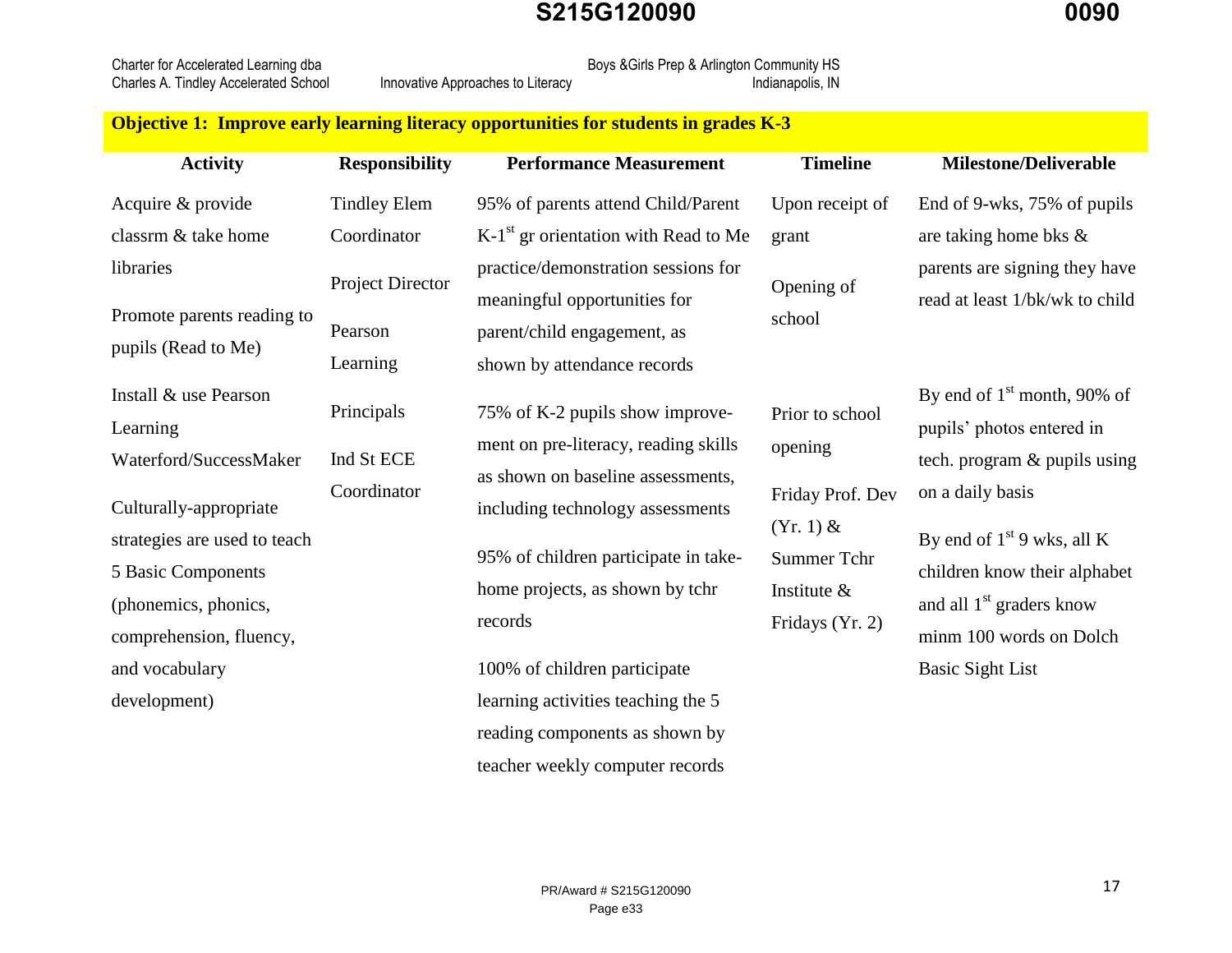Charter for Accelerated Learning dba
Charles A. Tindley Accelerated School — Innovative Approaches to Literacy — Boys &Girls Prep & Arlington Community HS, Indianapolis, IN

**Objective 1: Improve early learning literacy opportunities for students in grades K-3**

| Activity | Responsibility | Performance Measurement | Timeline | Milestone/Deliverable |
|---|---|---|---|---|
| Acquire & provide classrm & take home libraries<br><br>Promote parents reading to pupils (Read to Me)<br><br>Install & use Pearson Learning Waterford/SuccessMaker<br><br>Culturally-appropriate strategies are used to teach 5 Basic Components (phonemics, phonics, comprehension, fluency, and vocabulary development) | Tindley Elem Coordinator<br><br>Project Director<br><br>Pearson Learning<br><br>Principals<br><br>Ind St ECE Coordinator | 95% of parents attend Child/Parent K-1st gr orientation with Read to Me practice/demonstration sessions for meaningful opportunities for parent/child engagement, as shown by attendance records<br><br>75% of K-2 pupils show improvement on pre-literacy, reading skills as shown on baseline assessments, including technology assessments<br><br>95% of children participate in take-home projects, as shown by tchr records<br><br>100% of children participate learning activities teaching the 5 reading components as shown by teacher weekly computer records | Upon receipt of grant<br><br>Opening of school<br><br>Prior to school opening<br><br>Friday Prof. Dev (Yr. 1) & Summer Tchr Institute & Fridays (Yr. 2) | End of 9-wks, 75% of pupils are taking home bks & parents are signing they have read at least 1/bk/wk to child<br><br>By end of 1st month, 90% of pupils' photos entered in tech. program & pupils using on a daily basis<br><br>By end of 1st 9 wks, all K children know their alphabet and all 1st graders know minm 100 words on Dolch Basic Sight List |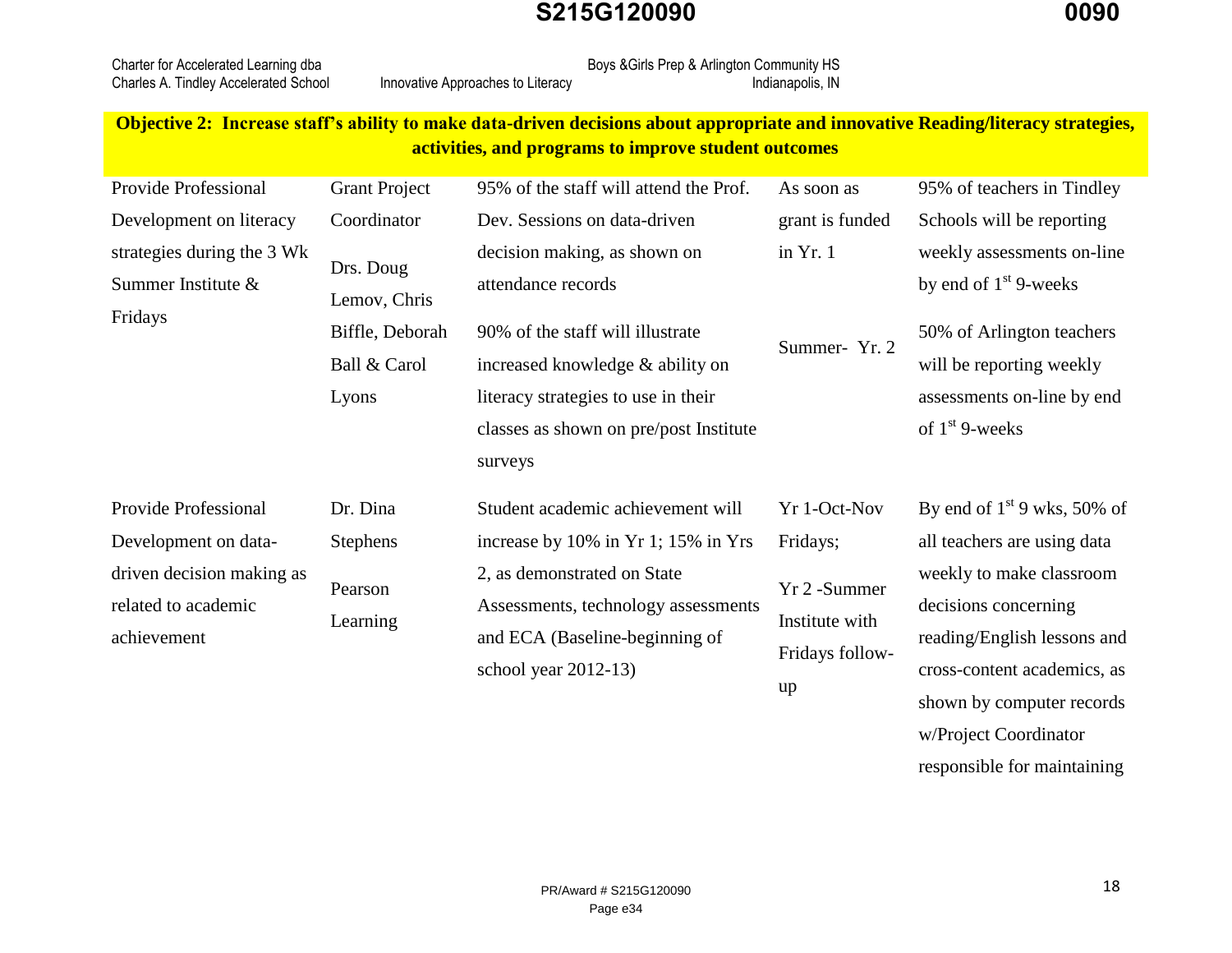**Objective 2: Increase staff's ability to make data-driven decisions about appropriate and innovative Reading/literacy strategies, activities, and programs to improve student outcomes**

| | | | | |
|---|---|---|---|---|
| Provide Professional Development on literacy strategies during the 3 Wk Summer Institute & Fridays | Grant Project Coordinator<br><br>Drs. Doug Lemov, Chris Biffle, Deborah Ball & Carol Lyons | 95% of the staff will attend the Prof. Dev. Sessions on data-driven decision making, as shown on attendance records<br><br>90% of the staff will illustrate increased knowledge & ability on literacy strategies to use in their classes as shown on pre/post Institute surveys | As soon as grant is funded in Yr. 1<br><br>Summer- Yr. 2 | 95% of teachers in Tindley Schools will be reporting weekly assessments on-line by end of 1st 9-weeks<br><br>50% of Arlington teachers will be reporting weekly assessments on-line by end of 1st 9-weeks |
| Provide Professional Development on data-driven decision making as related to academic achievement | Dr. Dina Stephens<br><br>Pearson Learning | Student academic achievement will increase by 10% in Yr 1; 15% in Yrs 2, as demonstrated on State Assessments, technology assessments and ECA (Baseline-beginning of school year 2012-13) | Yr 1-Oct-Nov Fridays;<br><br>Yr 2 -Summer Institute with Fridays follow-up | By end of 1st 9 wks, 50% of all teachers are using data weekly to make classroom decisions concerning reading/English lessons and cross-content academics, as shown by computer records w/Project Coordinator responsible for maintaining |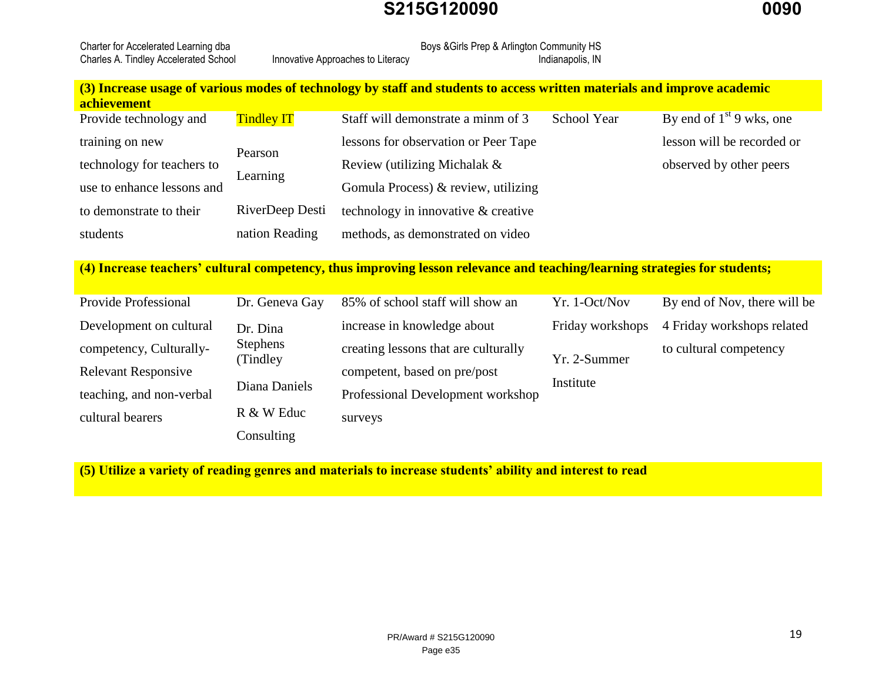Charter for Accelerated Learning dba
Charles A. Tindley Accelerated School — Innovative Approaches to Literacy — Boys &Girls Prep & Arlington Community HS, Indianapolis, IN

| | | | | |
|---|---|---|---|---|
| **(3) Increase usage of various modes of technology by staff and students to access written materials and improve academic achievement** | | | | |
| Provide technology and training on new technology for teachers to use to enhance lessons and to demonstrate to their students | Tindley IT<br><br>Pearson Learning<br><br>RiverDeep Destination Reading | Staff will demonstrate a minm of 3 lessons for observation or Peer Tape Review (utilizing Michalak & Gomula Process) & review, utilizing technology in innovative & creative methods, as demonstrated on video | School Year | By end of 1st 9 wks, one lesson will be recorded or observed by other peers |
| **(4) Increase teachers' cultural competency, thus improving lesson relevance and teaching/learning strategies for students;** | | | | |
| Provide Professional Development on cultural competency, Culturally-Relevant Responsive teaching, and non-verbal cultural bearers | Dr. Geneva Gay<br><br>Dr. Dina Stephens (Tindley<br><br>Diana Daniels<br><br>R & W Educ Consulting | 85% of school staff will show an increase in knowledge about creating lessons that are culturally competent, based on pre/post Professional Development workshop surveys | Yr. 1-Oct/Nov Friday workshops<br><br>Yr. 2-Summer Institute | By end of Nov, there will be 4 Friday workshops related to cultural competency |
| **(5) Utilize a variety of reading genres and materials to increase students' ability and interest to read** | | | | |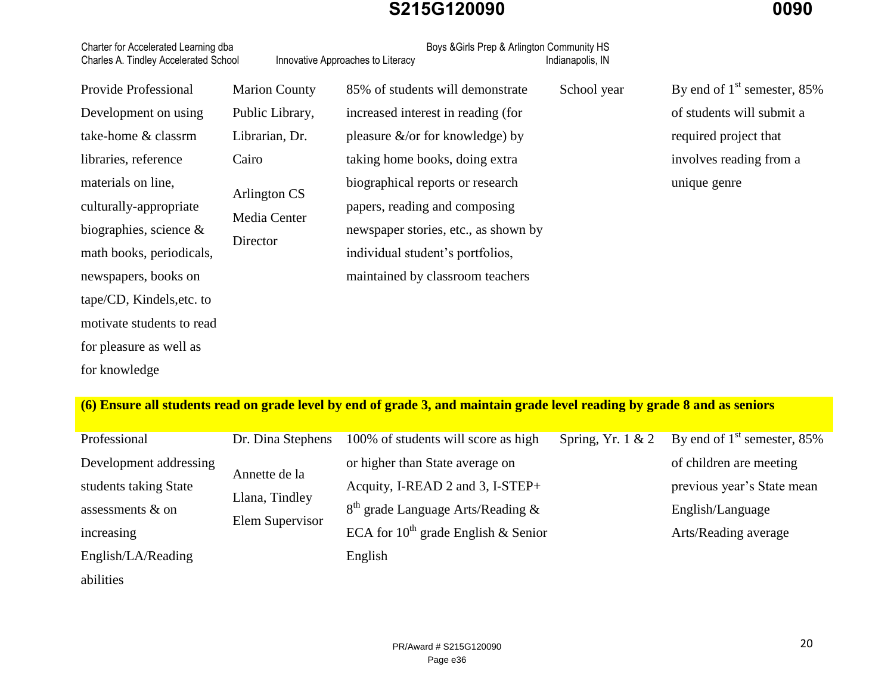| | | | | |
|---|---|---|---|---|
| Provide Professional Development on using take-home & classrm libraries, reference materials on line, culturally-appropriate biographies, science & math books, periodicals, newspapers, books on tape/CD, Kindels,etc. to motivate students to read for pleasure as well as for knowledge | Marion County Public Library, Librarian, Dr. Cairo<br><br>Arlington CS Media Center Director | 85% of students will demonstrate increased interest in reading (for pleasure &/or for knowledge) by taking home books, doing extra biographical reports or research papers, reading and composing newspaper stories, etc., as shown by individual student's portfolios, maintained by classroom teachers | School year | By end of 1st semester, 85% of students will submit a required project that involves reading from a unique genre |
| **(6) Ensure all students read on grade level by end of grade 3, and maintain grade level reading by grade 8 and as seniors** | | | | |
| Professional Development addressing students taking State assessments & on increasing English/LA/Reading abilities | Dr. Dina Stephens<br><br>Annette de la Llana, Tindley Elem Supervisor | 100% of students will score as high or higher than State average on Acquity, I-READ 2 and 3, I-STEP+ 8th grade Language Arts/Reading & ECA for 10th grade English & Senior English | Spring, Yr. 1 & 2 | By end of 1st semester, 85% of children are meeting previous year's State mean English/Language Arts/Reading average |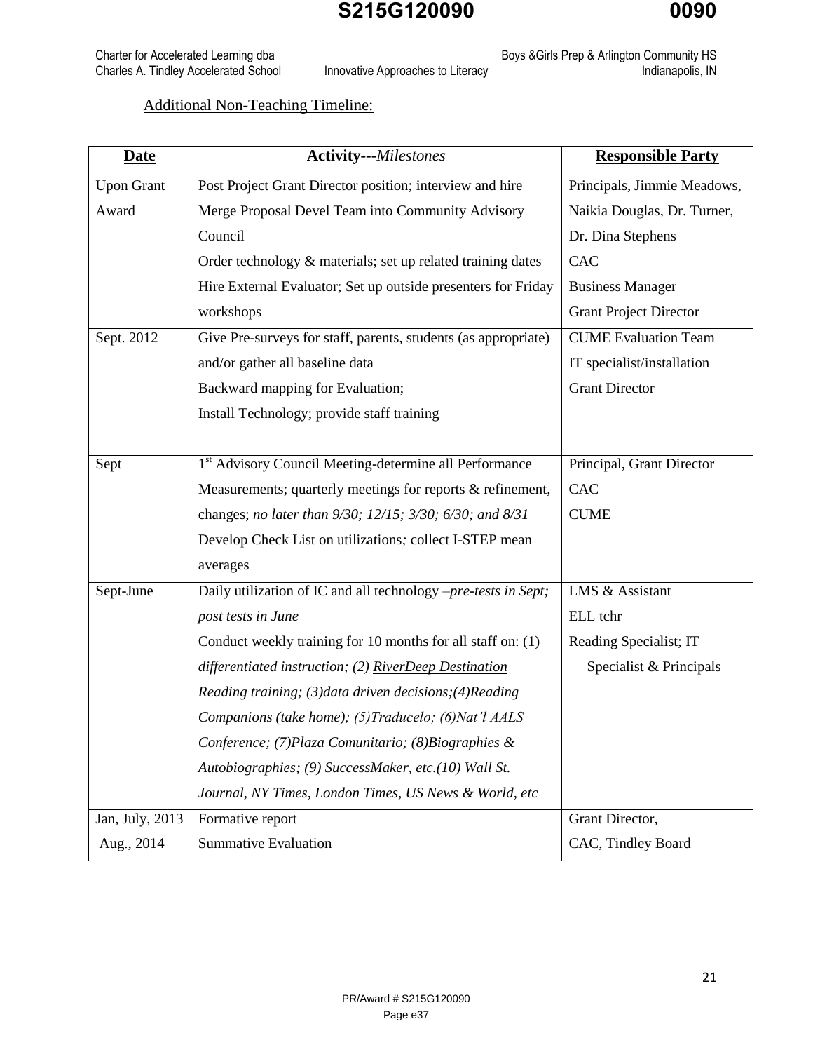Additional Non-Teaching Timeline:

| **Date** | **Activity---*Milestones*** | **Responsible Party** |
| --- | --- | --- |
| Upon Grant Award | Post Project Grant Director position; interview and hire<br>Merge Proposal Devel Team into Community Advisory Council<br>Order technology & materials; set up related training dates<br>Hire External Evaluator; Set up outside presenters for Friday workshops | Principals, Jimmie Meadows, Naikia Douglas, Dr. Turner, Dr. Dina Stephens<br>CAC<br>Business Manager<br>Grant Project Director |
| Sept. 2012 | Give Pre-surveys for staff, parents, students (as appropriate) and/or gather all baseline data<br>Backward mapping for Evaluation;<br>Install Technology; provide staff training | CUME Evaluation Team<br>IT specialist/installation<br>Grant Director |
| Sept | 1st Advisory Council Meeting-determine all Performance Measurements; quarterly meetings for reports & refinement, changes; *no later than 9/30; 12/15; 3/30; 6/30; and 8/31*<br>Develop Check List on utilizations*;* collect I-STEP mean averages | Principal, Grant Director<br>CAC<br>CUME |
| Sept-June | Daily utilization of IC and all technology *–pre-tests in Sept; post tests in June*<br>Conduct weekly training for 10 months for all staff on: (1) *differentiated instruction; (2) RiverDeep Destination Reading training; (3)data driven decisions;(4)Reading Companions (take home); (5)Traducelo; (6)Nat'l AALS Conference; (7)Plaza Comunitario; (8)Biographies & Autobiographies; (9) SuccessMaker, etc.(10) Wall St. Journal, NY Times, London Times, US News & World, etc* | LMS & Assistant<br>ELL tchr<br>Reading Specialist; IT Specialist & Principals |
| Jan, July, 2013<br>Aug., 2014 | Formative report<br>Summative Evaluation | Grant Director,<br>CAC, Tindley Board |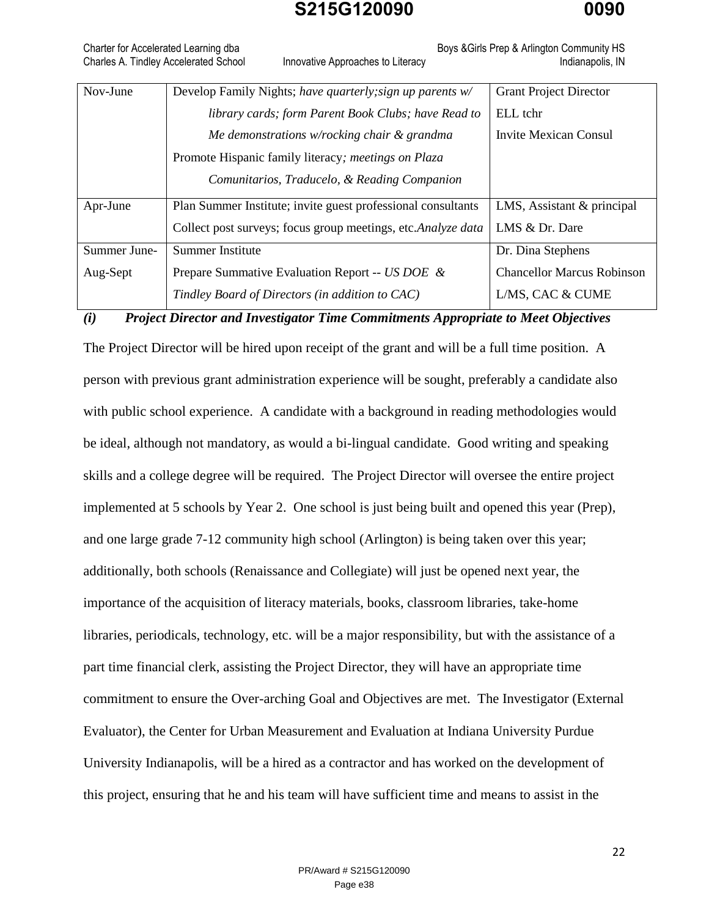| | | |
|---|---|---|
| Nov-June | Develop Family Nights; *have quarterly;sign up parents w/ library cards; form Parent Book Clubs; have Read to Me demonstrations w/rocking chair & grandma*<br>Promote Hispanic family literacy*; meetings on Plaza Comunitarios, Traducelo, & Reading Companion* | Grant Project Director<br>ELL tchr<br>Invite Mexican Consul |
| Apr-June | Plan Summer Institute; invite guest professional consultants<br>Collect post surveys; focus group meetings, etc.*Analyze data* | LMS, Assistant & principal<br>LMS & Dr. Dare |
| Summer June-Aug-Sept | Summer Institute<br>Prepare Summative Evaluation Report -- *US DOE & Tindley Board of Directors (in addition to CAC)* | Dr. Dina Stephens<br>Chancellor Marcus Robinson<br>L/MS, CAC & CUME |

***(i) Project Director and Investigator Time Commitments Appropriate to Meet Objectives***

The Project Director will be hired upon receipt of the grant and will be a full time position. A person with previous grant administration experience will be sought, preferably a candidate also with public school experience. A candidate with a background in reading methodologies would be ideal, although not mandatory, as would a bi-lingual candidate. Good writing and speaking skills and a college degree will be required. The Project Director will oversee the entire project implemented at 5 schools by Year 2. One school is just being built and opened this year (Prep), and one large grade 7-12 community high school (Arlington) is being taken over this year; additionally, both schools (Renaissance and Collegiate) will just be opened next year, the importance of the acquisition of literacy materials, books, classroom libraries, take-home libraries, periodicals, technology, etc. will be a major responsibility, but with the assistance of a part time financial clerk, assisting the Project Director, they will have an appropriate time commitment to ensure the Over-arching Goal and Objectives are met. The Investigator (External Evaluator), the Center for Urban Measurement and Evaluation at Indiana University Purdue University Indianapolis, will be a hired as a contractor and has worked on the development of this project, ensuring that he and his team will have sufficient time and means to assist in the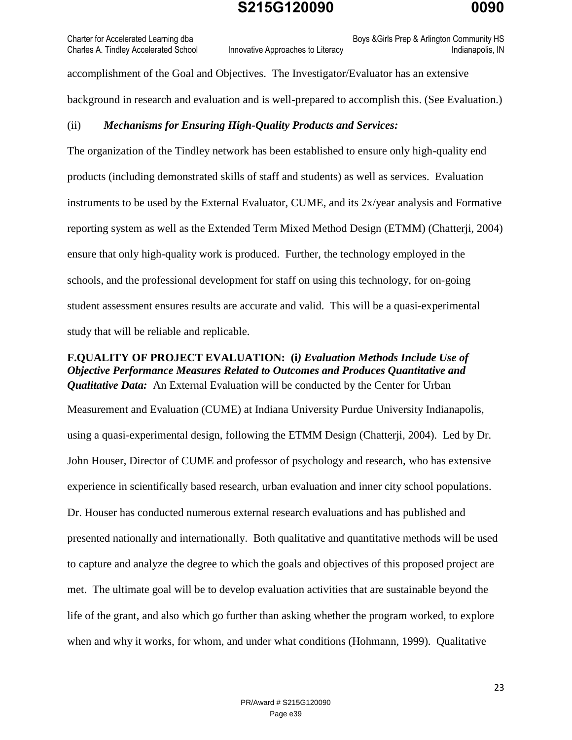accomplishment of the Goal and Objectives. The Investigator/Evaluator has an extensive background in research and evaluation and is well-prepared to accomplish this. (See Evaluation.)

(ii) ***Mechanisms for Ensuring High-Quality Products and Services:***

The organization of the Tindley network has been established to ensure only high-quality end products (including demonstrated skills of staff and students) as well as services. Evaluation instruments to be used by the External Evaluator, CUME, and its 2x/year analysis and Formative reporting system as well as the Extended Term Mixed Method Design (ETMM) (Chatterji, 2004) ensure that only high-quality work is produced. Further, the technology employed in the schools, and the professional development for staff on using this technology, for on-going student assessment ensures results are accurate and valid. This will be a quasi-experimental study that will be reliable and replicable.

**F.QUALITY OF PROJECT EVALUATION: (i*) Evaluation Methods Include Use of Objective Performance Measures Related to Outcomes and Produces Quantitative and Qualitative Data:*** An External Evaluation will be conducted by the Center for Urban Measurement and Evaluation (CUME) at Indiana University Purdue University Indianapolis, using a quasi-experimental design, following the ETMM Design (Chatterji, 2004). Led by Dr. John Houser, Director of CUME and professor of psychology and research, who has extensive experience in scientifically based research, urban evaluation and inner city school populations. Dr. Houser has conducted numerous external research evaluations and has published and presented nationally and internationally. Both qualitative and quantitative methods will be used to capture and analyze the degree to which the goals and objectives of this proposed project are met. The ultimate goal will be to develop evaluation activities that are sustainable beyond the life of the grant, and also which go further than asking whether the program worked, to explore when and why it works, for whom, and under what conditions (Hohmann, 1999). Qualitative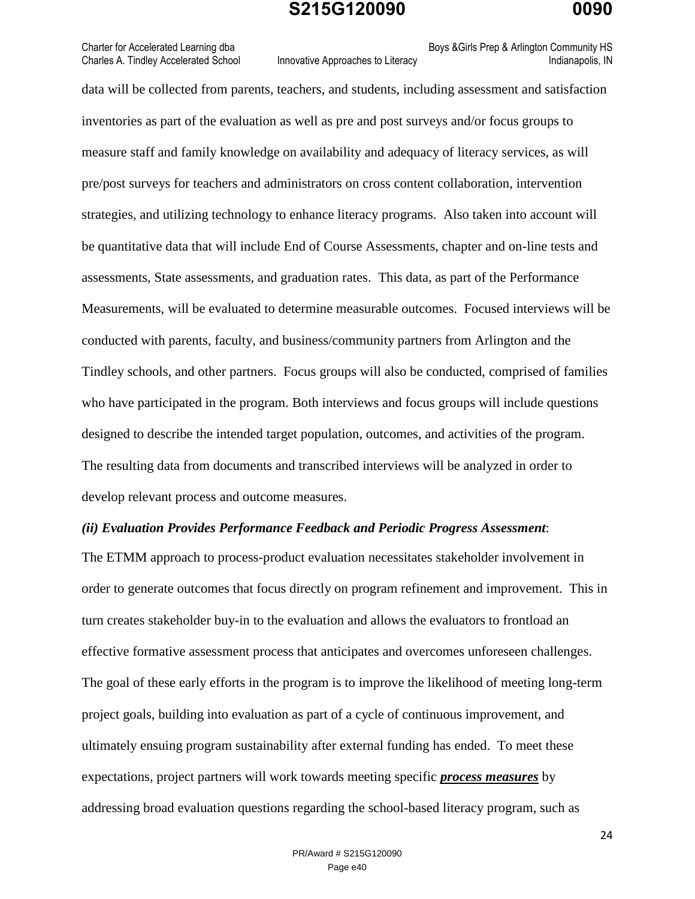data will be collected from parents, teachers, and students, including assessment and satisfaction inventories as part of the evaluation as well as pre and post surveys and/or focus groups to measure staff and family knowledge on availability and adequacy of literacy services, as will pre/post surveys for teachers and administrators on cross content collaboration, intervention strategies, and utilizing technology to enhance literacy programs. Also taken into account will be quantitative data that will include End of Course Assessments, chapter and on-line tests and assessments, State assessments, and graduation rates. This data, as part of the Performance Measurements, will be evaluated to determine measurable outcomes. Focused interviews will be conducted with parents, faculty, and business/community partners from Arlington and the Tindley schools, and other partners. Focus groups will also be conducted, comprised of families who have participated in the program. Both interviews and focus groups will include questions designed to describe the intended target population, outcomes, and activities of the program. The resulting data from documents and transcribed interviews will be analyzed in order to develop relevant process and outcome measures.

***(ii) Evaluation Provides Performance Feedback and Periodic Progress Assessment***:

The ETMM approach to process-product evaluation necessitates stakeholder involvement in order to generate outcomes that focus directly on program refinement and improvement. This in turn creates stakeholder buy-in to the evaluation and allows the evaluators to frontload an effective formative assessment process that anticipates and overcomes unforeseen challenges. The goal of these early efforts in the program is to improve the likelihood of meeting long-term project goals, building into evaluation as part of a cycle of continuous improvement, and ultimately ensuing program sustainability after external funding has ended. To meet these expectations, project partners will work towards meeting specific ***process measures*** by addressing broad evaluation questions regarding the school-based literacy program, such as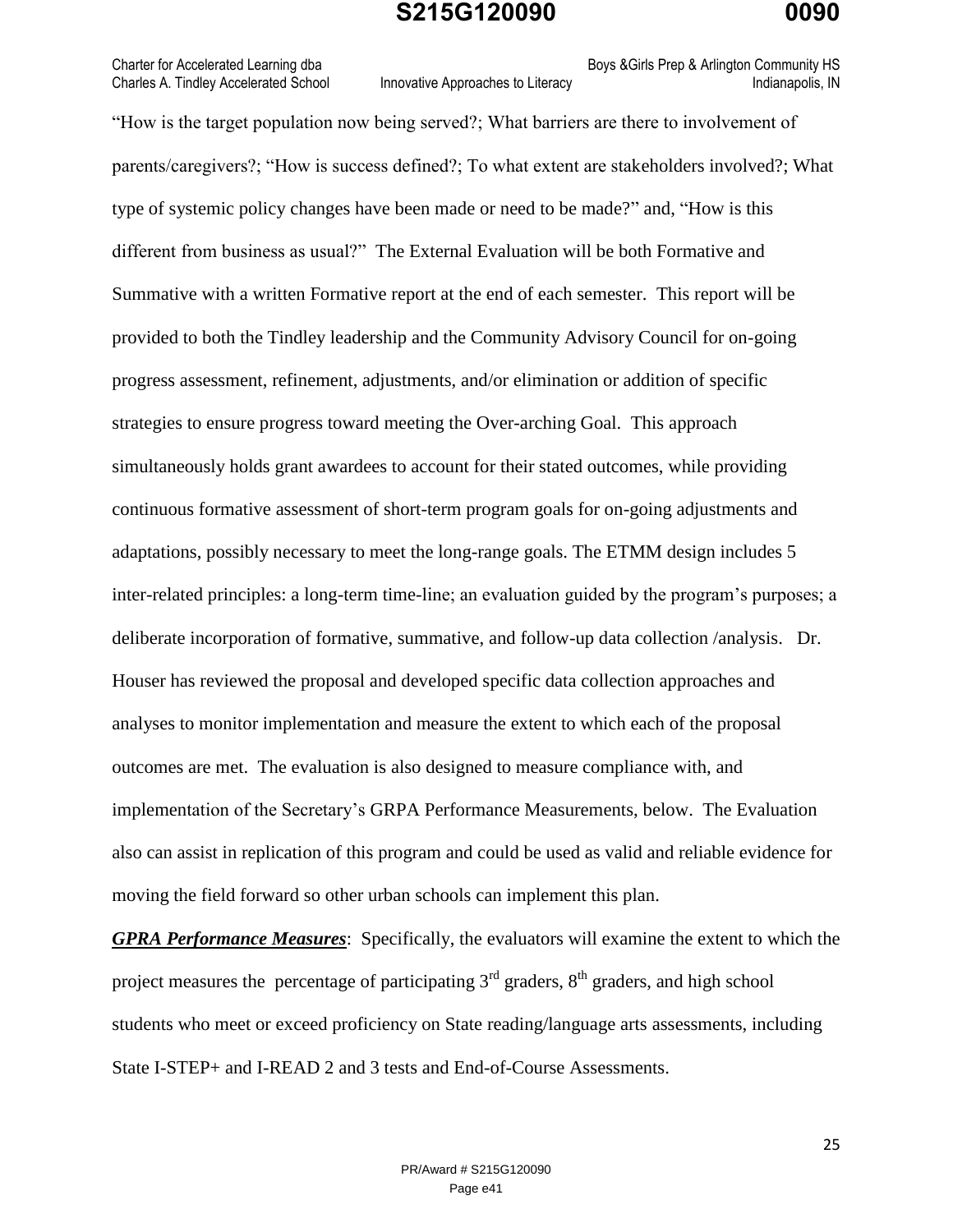"How is the target population now being served?; What barriers are there to involvement of parents/caregivers?; "How is success defined?; To what extent are stakeholders involved?; What type of systemic policy changes have been made or need to be made?" and, "How is this different from business as usual?" The External Evaluation will be both Formative and Summative with a written Formative report at the end of each semester. This report will be provided to both the Tindley leadership and the Community Advisory Council for on-going progress assessment, refinement, adjustments, and/or elimination or addition of specific strategies to ensure progress toward meeting the Over-arching Goal. This approach simultaneously holds grant awardees to account for their stated outcomes, while providing continuous formative assessment of short-term program goals for on-going adjustments and adaptations, possibly necessary to meet the long-range goals. The ETMM design includes 5 inter-related principles: a long-term time-line; an evaluation guided by the program's purposes; a deliberate incorporation of formative, summative, and follow-up data collection /analysis. Dr. Houser has reviewed the proposal and developed specific data collection approaches and analyses to monitor implementation and measure the extent to which each of the proposal outcomes are met. The evaluation is also designed to measure compliance with, and implementation of the Secretary's GRPA Performance Measurements, below. The Evaluation also can assist in replication of this program and could be used as valid and reliable evidence for moving the field forward so other urban schools can implement this plan.

***GPRA Performance Measures***: Specifically, the evaluators will examine the extent to which the project measures the percentage of participating 3rd graders, 8th graders, and high school students who meet or exceed proficiency on State reading/language arts assessments, including State I-STEP+ and I-READ 2 and 3 tests and End-of-Course Assessments.